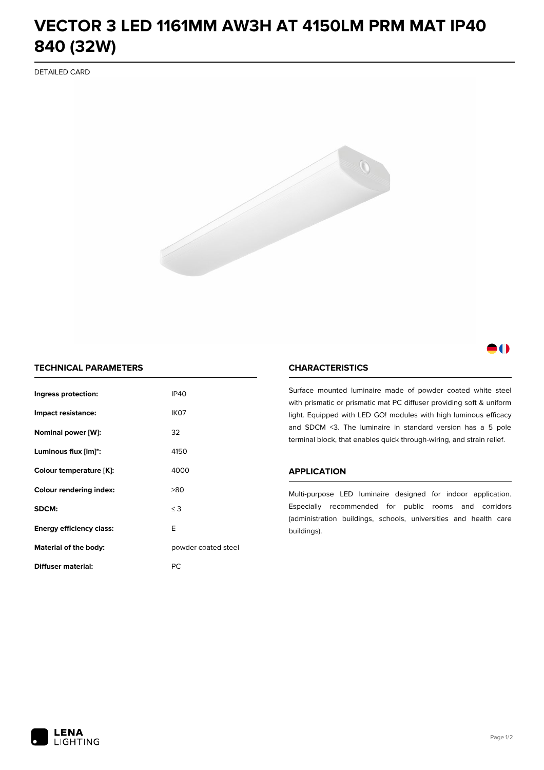# VECTOR 3 LED 1161MM AW3H AT 4150LM PRM MAT IP40 840 (32W)

DETAILED CARD

## TECHNICAL PARAMETERS

| | |
|---|---|
| **Ingress protection:** | IP40 |
| **Impact resistance:** | IK07 |
| **Nominal power [W]:** | 32 |
| **Luminous flux [lm]*:** | 4150 |
| **Colour temperature [K]:** | 4000 |
| **Colour rendering index:** | >80 |
| **SDCM:** | ≤ 3 |
| **Energy efficiency class:** | E |
| **Material of the body:** | powder coated steel |
| **Diffuser material:** | PC |

## CHARACTERISTICS

Surface mounted luminaire made of powder coated white steel with prismatic or prismatic mat PC diffuser providing soft & uniform light. Equipped with LED GO! modules with high luminous efficacy and SDCM <3. The luminaire in standard version has a 5 pole terminal block, that enables quick through-wiring, and strain relief.

## APPLICATION

Multi-purpose LED luminaire designed for indoor application. Especially recommended for public rooms and corridors (administration buildings, schools, universities and health care buildings).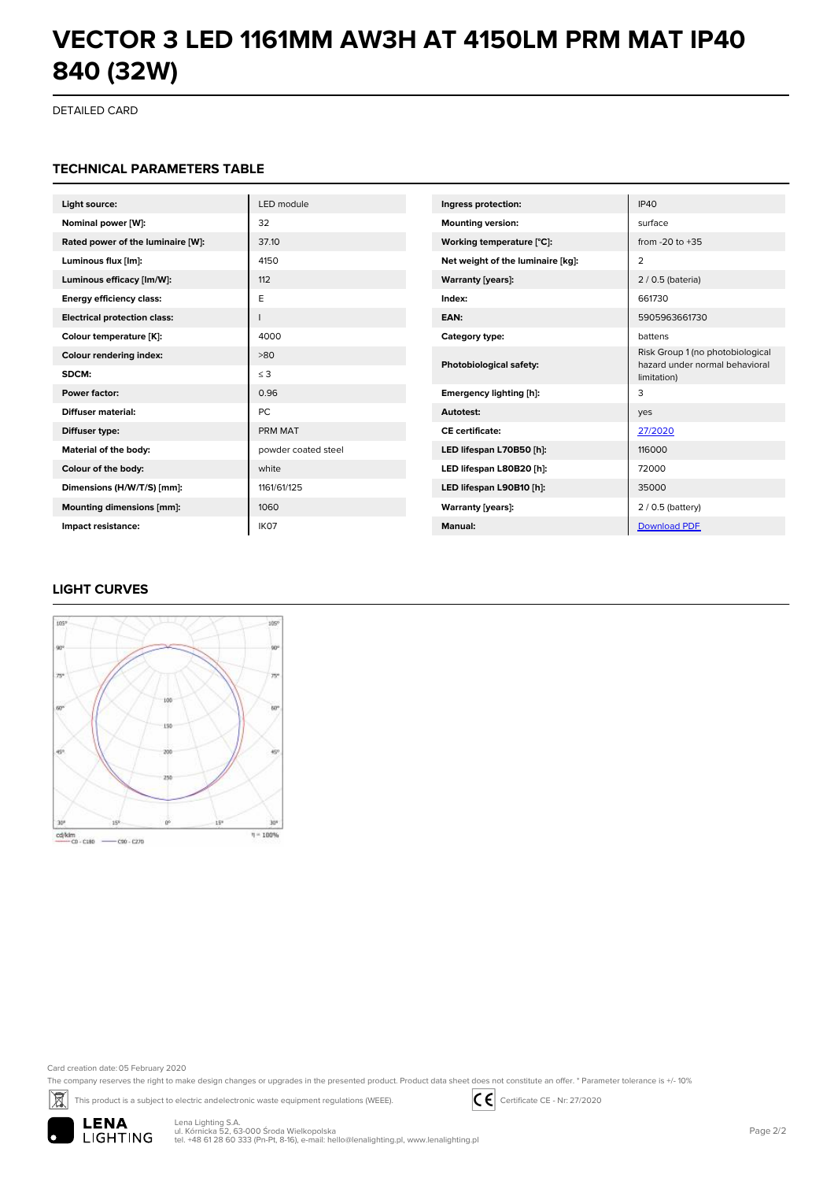# VECTOR 3 LED 1161MM AW3H AT 4150LM PRM MAT IP40 840 (32W)

DETAILED CARD

## TECHNICAL PARAMETERS TABLE

| | | | |
|---|---|---|---|
| **Light source:** | LED module | **Ingress protection:** | IP40 |
| **Nominal power [W]:** | 32 | **Mounting version:** | surface |
| **Rated power of the luminaire [W]:** | 37.10 | **Working temperature [°C]:** | from -20 to +35 |
| **Luminous flux [lm]:** | 4150 | **Net weight of the luminaire [kg]:** | 2 |
| **Luminous efficacy [lm/W]:** | 112 | **Warranty [years]:** | 2 / 0.5 (bateria) |
| **Energy efficiency class:** | E | **Index:** | 661730 |
| **Electrical protection class:** | I | **EAN:** | 5905963661730 |
| **Colour temperature [K]:** | 4000 | **Category type:** | battens |
| **Colour rendering index:** | >80 | **Photobiological safety:** | Risk Group 1 (no photobiological hazard under normal behavioral limitation) |
| **SDCM:** | ≤ 3 | | |
| **Power factor:** | 0.96 | **Emergency lighting [h]:** | 3 |
| **Diffuser material:** | PC | **Autotest:** | yes |
| **Diffuser type:** | PRM MAT | **CE certificate:** | 27/2020 |
| **Material of the body:** | powder coated steel | **LED lifespan L70B50 [h]:** | 116000 |
| **Colour of the body:** | white | **LED lifespan L80B20 [h]:** | 72000 |
| **Dimensions (H/W/T/S) [mm]:** | 1161/61/125 | **LED lifespan L90B10 [h]:** | 35000 |
| **Mounting dimensions [mm]:** | 1060 | **Warranty [years]:** | 2 / 0.5 (battery) |
| **Impact resistance:** | IK07 | **Manual:** | Download PDF |

## LIGHT CURVES

105° 105°
90° 90°
75° 75°
60° 60°
45° 45°
30° 15° 0° 15° 30°
100
150
200
250
cd/klm
C0 - C180 C90 - C270
η = 100%

Card creation date: 05 February 2020

The company reserves the right to make design changes or upgrades in the presented product. Product data sheet does not constitute an offer. * Parameter tolerance is +/- 10%

This product is a subject to electric andelectronic waste equipment regulations (WEEE).

Certificate CE - Nr: 27/2020

LENA LIGHTING

Lena Lighting S.A.
ul. Kórnicka 52, 63-000 Środa Wielkopolska
tel. +48 61 28 60 333 (Pn-Pt, 8-16), e-mail: hello@lenalighting.pl, www.lenalighting.pl